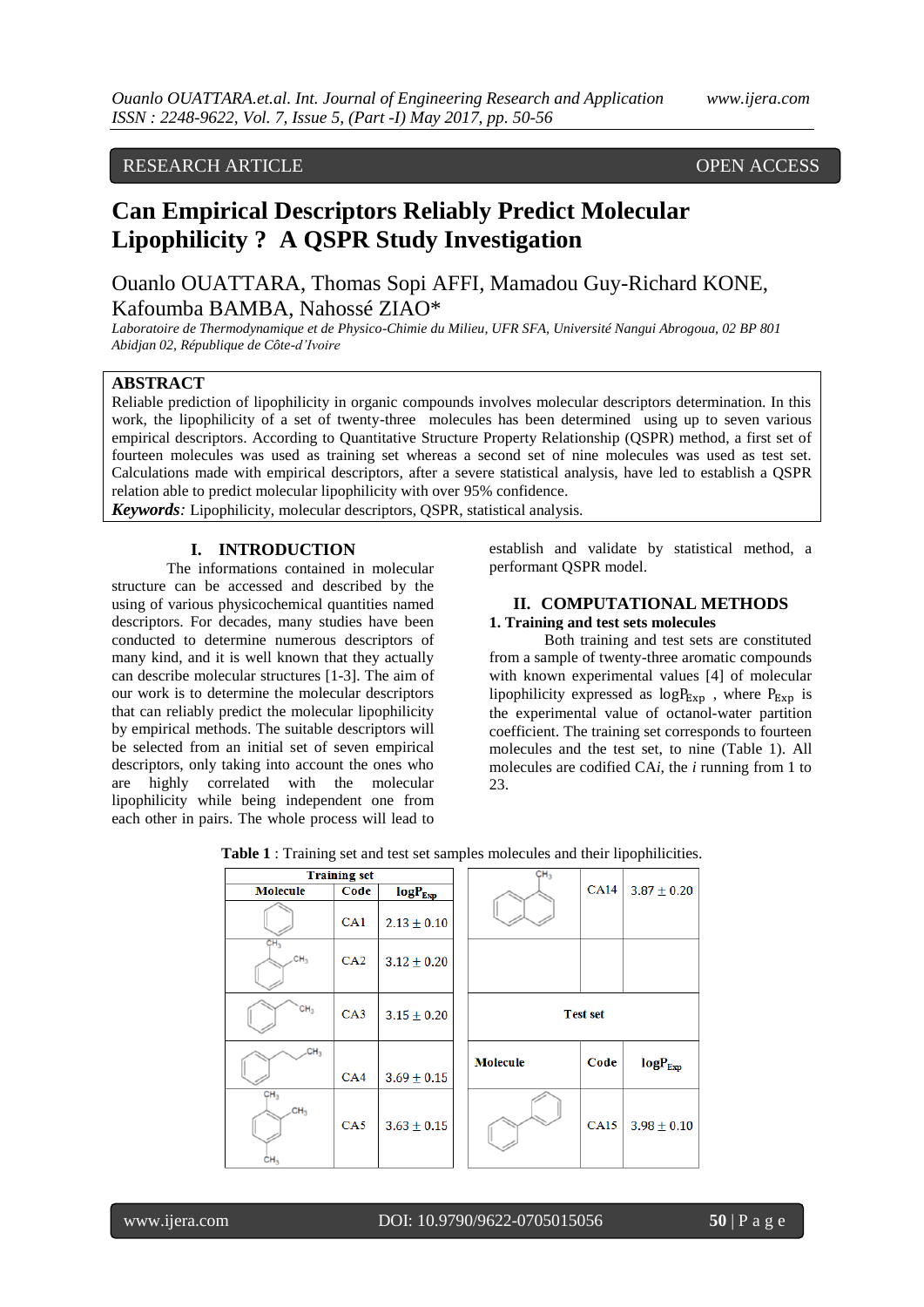RESEARCH ARTICLE OPEN ACCESS

# Can Empirical Descriptors Reliably Predict Molecular Lipophilicity ? A QSPR Study Investigation

Ouanlo OUATTARA, Thomas Sopi AFFI, Mamadou Guy-Richard KONE, Kafoumba BAMBA, Nahossé ZIAO*

*Laboratoire de Thermodynamique et de Physico-Chimie du Milieu, UFR SFA, Université Nangui Abrogoua, 02 BP 801 Abidjan 02, République de Côte-d'Ivoire*

## ABSTRACT

Reliable prediction of lipophilicity in organic compounds involves molecular descriptors determination. In this work, the lipophilicity of a set of twenty-three molecules has been determined using up to seven various empirical descriptors. According to Quantitative Structure Property Relationship (QSPR) method, a first set of fourteen molecules was used as training set whereas a second set of nine molecules was used as test set. Calculations made with empirical descriptors, after a severe statistical analysis, have led to establish a QSPR relation able to predict molecular lipophilicity with over 95% confidence.

***Keywords**:* Lipophilicity, molecular descriptors, QSPR, statistical analysis.

## I. INTRODUCTION

The informations contained in molecular structure can be accessed and described by the using of various physicochemical quantities named descriptors. For decades, many studies have been conducted to determine numerous descriptors of many kind, and it is well known that they actually can describe molecular structures [1-3]. The aim of our work is to determine the molecular descriptors that can reliably predict the molecular lipophilicity by empirical methods. The suitable descriptors will be selected from an initial set of seven empirical descriptors, only taking into account the ones who are highly correlated with the molecular lipophilicity while being independent one from each other in pairs. The whole process will lead to establish and validate by statistical method, a performant QSPR model.

## II. COMPUTATIONAL METHODS

### 1. Training and test sets molecules

Both training and test sets are constituted from a sample of twenty-three aromatic compounds with known experimental values [4] of molecular lipophilicity expressed as $\log P_{Exp}$ , where $P_{Exp}$ is the experimental value of octanol-water partition coefficient. The training set corresponds to fourteen molecules and the test set, to nine (Table 1). All molecules are codified CA*i*, the *i* running from 1 to 23.

**Table 1** : Training set and test set samples molecules and their lipophilicities.

| Training set | | |
|---|---|---|
| Molecule | Code | $\log P_{Exp}$ |
| | CA1 | $2.13 \pm 0.10$ |
| | CA2 | $3.12 \pm 0.20$ |
| | CA3 | $3.15 \pm 0.20$ |
| | CA4 | $3.69 \pm 0.15$ |
| | CA5 | $3.63 \pm 0.15$ |
| | CA14 | $3.87 \pm 0.20$ |

| Test set | | |
|---|---|---|
| Molecule | Code | $\log P_{Exp}$ |
| | CA15 | $3.98 \pm 0.10$ |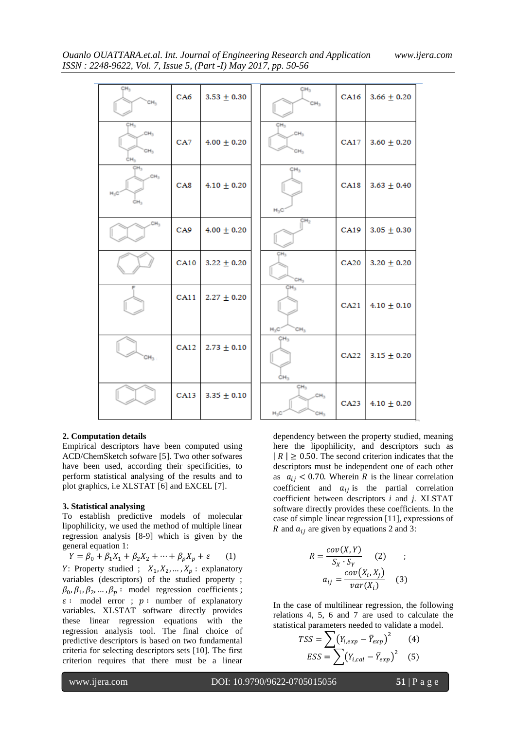| Structure | Compound | logP | Structure | Compound | logP |
|---|---|---|---|---|---|
| | CA6 | 3.53 ± 0.30 | | CA16 | 3.66 ± 0.20 |
| | CA7 | 4.00 ± 0.20 | | CA17 | 3.60 ± 0.20 |
| | CA8 | 4.10 ± 0.20 | | CA18 | 3.63 ± 0.40 |
| | CA9 | 4.00 ± 0.20 | | CA19 | 3.05 ± 0.30 |
| | CA10 | 3.22 ± 0.20 | | CA20 | 3.20 ± 0.20 |
| | CA11 | 2.27 ± 0.20 | | CA21 | 4.10 ± 0.10 |
| | CA12 | 2.73 ± 0.10 | | CA22 | 3.15 ± 0.20 |
| | CA13 | 3.35 ± 0.10 | | CA23 | 4.10 ± 0.20 |

### 2. Computation details

Empirical descriptors have been computed using ACD/ChemSketch sofware [5]. Two other sofwares have been used, according their specificities, to perform statistical analysing of the results and to plot graphics, i.e XLSTAT [6] and EXCEL [7].

### 3. Statistical analysing

To establish predictive models of molecular lipophilicity, we used the method of multiple linear regression analysis [8-9] which is given by the general equation 1:

$$Y = \beta_0 + \beta_1 X_1 + \beta_2 X_2 + \cdots + \beta_p X_p + \varepsilon \qquad (1)$$

$Y$: Property studied ; $X_1, X_2, \ldots, X_p$ : explanatory variables (descriptors) of the studied property ; $\beta_0, \beta_1, \beta_2, \ldots, \beta_p$ : model regression coefficients ; $\varepsilon$ : model error ; $p$ : number of explanatory variables. XLSTAT software directly provides these linear regression equations with the regression analysis tool. The final choice of predictive descriptors is based on two fundamental criteria for selecting descriptors sets [10]. The first criterion requires that there must be a linear dependency between the property studied, meaning here the lipophilicity, and descriptors such as $| R | \geq 0.50$. The second criterion indicates that the descriptors must be independent one of each other as $a_{ij} < 0.70$. Wherein $R$ is the linear correlation coefficient and $a_{ij}$ is the partial correlation coefficient between descriptors $i$ and $j$. XLSTAT software directly provides these coefficients. In the case of simple linear regression [11], expressions of $R$ and $a_{ij}$ are given by equations 2 and 3:

$$R = \frac{cov(X, Y)}{S_X \cdot S_Y} \qquad (2) \qquad ;$$

$$a_{ij} = \frac{cov(X_i, X_j)}{var(X_i)} \qquad (3)$$

In the case of multilinear regression, the following relations 4, 5, 6 and 7 are used to calculate the statistical parameters needed to validate a model.

$$TSS = \sum \left(Y_{i,exp} - \bar{Y}_{exp}\right)^2 \qquad (4)$$

$$ESS = \sum \left(Y_{i,cal} - \bar{Y}_{exp}\right)^2 \qquad (5)$$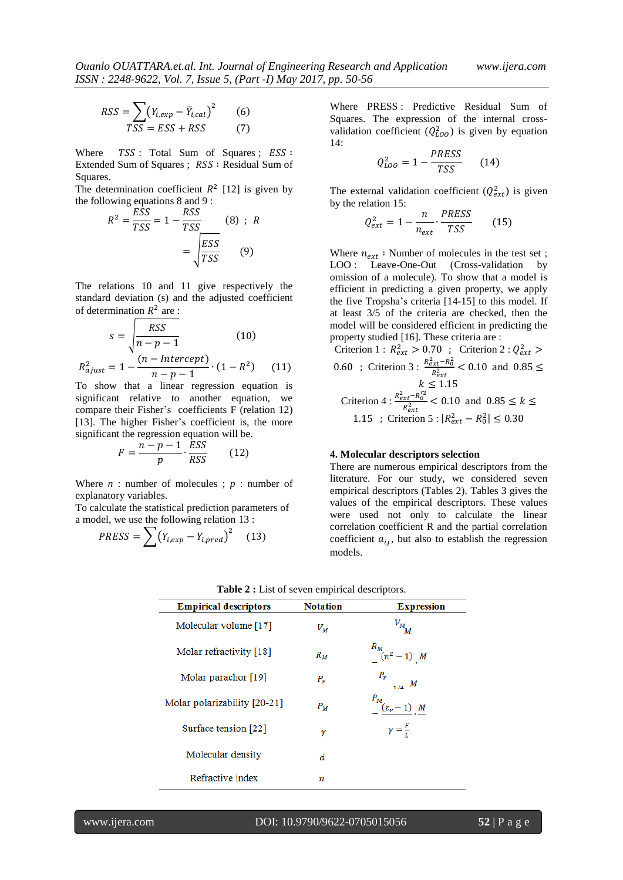$$RSS = \sum (Y_{i,exp} - \bar{Y}_{i,cal})^2 \quad (6)$$

$$TSS = ESS + RSS \quad (7)$$

Where $TSS$ : Total Sum of Squares ; $ESS$ : Extended Sum of Squares ; $RSS$ : Residual Sum of Squares.

The determination coefficient $R^2$ [12] is given by the following equations 8 and 9 :

$$R^2 = \frac{ESS}{TSS} = 1 - \frac{RSS}{TSS} \quad (8) \; ; \; R = \sqrt{\frac{ESS}{TSS}} \quad (9)$$

The relations 10 and 11 give respectively the standard deviation (s) and the adjusted coefficient of determination $R^2$ are :

$$s = \sqrt{\frac{RSS}{n-p-1}} \quad (10)$$

$$R^2_{ajust} = 1 - \frac{(n - Intercept)}{n-p-1} \cdot (1 - R^2) \quad (11)$$

To show that a linear regression equation is significant relative to another equation, we compare their Fisher's coefficients F (relation 12) [13]. The higher Fisher's coefficient is, the more significant the regression equation will be.

$$F = \frac{n-p-1}{p} \cdot \frac{ESS}{RSS} \quad (12)$$

Where $n$ : number of molecules ; $p$ : number of explanatory variables.

To calculate the statistical prediction parameters of a model, we use the following relation 13 :

$$PRESS = \sum (Y_{i,exp} - Y_{i,pred})^2 \quad (13)$$

Where PRESS : Predictive Residual Sum of Squares. The expression of the internal cross-validation coefficient ($Q^2_{LOO}$) is given by equation 14:

$$Q^2_{LOO} = 1 - \frac{PRESS}{TSS} \quad (14)$$

The external validation coefficient ($Q^2_{ext}$) is given by the relation 15:

$$Q^2_{ext} = 1 - \frac{n}{n_{ext}} \cdot \frac{PRESS}{TSS} \quad (15)$$

Where $n_{ext}$ : Number of molecules in the test set ; LOO : Leave-One-Out (Cross-validation by omission of a molecule). To show that a model is efficient in predicting a given property, we apply the five Tropsha's criteria [14-15] to this model. If at least 3/5 of the criteria are checked, then the model will be considered efficient in predicting the property studied [16]. These criteria are :

Criterion 1 : $R^2_{ext} > 0.70$ ; Criterion 2 : $Q^2_{ext} > 0.60$ ; Criterion 3 : $\frac{R^2_{ext} - R^2_0}{R^2_{ext}} < 0.10$ and $0.85 \leq k \leq 1.15$

Criterion 4 : $\frac{R^2_{ext} - R'^2_0}{R^2_{ext}} < 0.10$ and $0.85 \leq k \leq 1.15$ ; Criterion 5 : $|R^2_{ext} - R^2_0| \leq 0.30$

## 4. Molecular descriptors selection

There are numerous empirical descriptors from the literature. For our study, we considered seven empirical descriptors (Tables 2). Tables 3 gives the values of the empirical descriptors. These values were used not only to calculate the linear correlation coefficient R and the partial correlation coefficient $a_{ij}$, but also to establish the regression models.

**Table 2 :** List of seven empirical descriptors.

| Empirical descriptors | Notation | Expression |
|---|---|---|
| Molecular volume [17] | $V_M$ | $V_M = \frac{M}{d}$ |
| Molar refractivity [18] | $R_M$ | $R_M = \frac{(n^2-1)}{(n^2+2)} \cdot \frac{M}{d}$ |
| Molar parachor [19] | $P_r$ | $P_r = \gamma^{1/4} \cdot \frac{M}{d}$ |
| Molar polarizability [20-21] | $P_M$ | $P_M = \frac{(\varepsilon_r - 1)}{(\varepsilon_r + 2)} \cdot \frac{M}{d}$ |
| Surface tension [22] | $\gamma$ | $\gamma = \frac{F}{L}$ |
| Molecular density | $d$ | |
| Refractive index | $n$ | |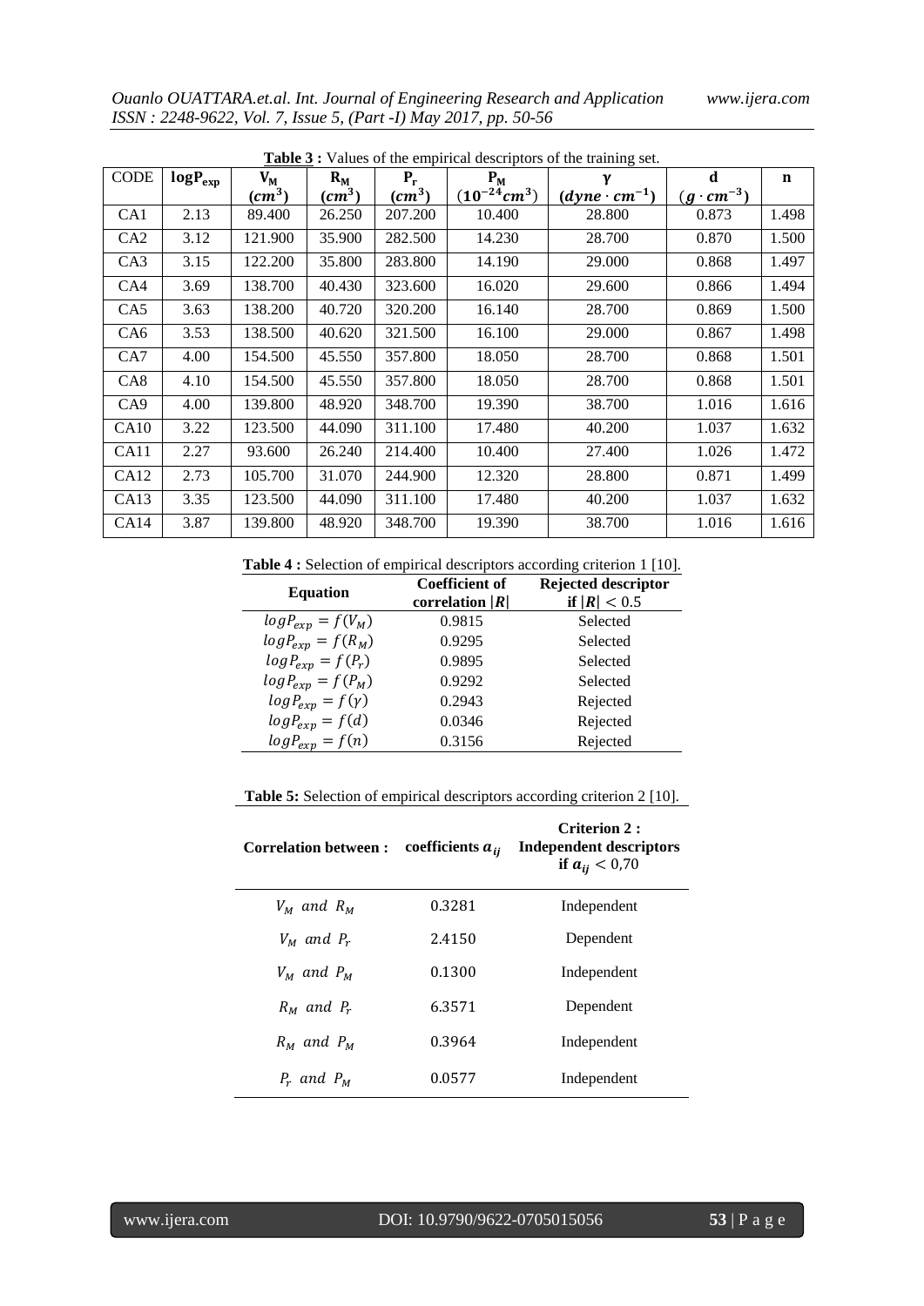**Table 3 :** Values of the empirical descriptors of the training set.

| CODE | $\log P_{exp}$ | $V_M$ $(cm^3)$ | $R_M$ $(cm^3)$ | $P_r$ $(cm^3)$ | $P_M$ $(10^{-24}cm^3)$ | $\gamma$ $(dyne \cdot cm^{-1})$ | d $(g \cdot cm^{-3})$ | n |
|---|---|---|---|---|---|---|---|---|
| CA1 | 2.13 | 89.400 | 26.250 | 207.200 | 10.400 | 28.800 | 0.873 | 1.498 |
| CA2 | 3.12 | 121.900 | 35.900 | 282.500 | 14.230 | 28.700 | 0.870 | 1.500 |
| CA3 | 3.15 | 122.200 | 35.800 | 283.800 | 14.190 | 29.000 | 0.868 | 1.497 |
| CA4 | 3.69 | 138.700 | 40.430 | 323.600 | 16.020 | 29.600 | 0.866 | 1.494 |
| CA5 | 3.63 | 138.200 | 40.720 | 320.200 | 16.140 | 28.700 | 0.869 | 1.500 |
| CA6 | 3.53 | 138.500 | 40.620 | 321.500 | 16.100 | 29.000 | 0.867 | 1.498 |
| CA7 | 4.00 | 154.500 | 45.550 | 357.800 | 18.050 | 28.700 | 0.868 | 1.501 |
| CA8 | 4.10 | 154.500 | 45.550 | 357.800 | 18.050 | 28.700 | 0.868 | 1.501 |
| CA9 | 4.00 | 139.800 | 48.920 | 348.700 | 19.390 | 38.700 | 1.016 | 1.616 |
| CA10 | 3.22 | 123.500 | 44.090 | 311.100 | 17.480 | 40.200 | 1.037 | 1.632 |
| CA11 | 2.27 | 93.600 | 26.240 | 214.400 | 10.400 | 27.400 | 1.026 | 1.472 |
| CA12 | 2.73 | 105.700 | 31.070 | 244.900 | 12.320 | 28.800 | 0.871 | 1.499 |
| CA13 | 3.35 | 123.500 | 44.090 | 311.100 | 17.480 | 40.200 | 1.037 | 1.632 |
| CA14 | 3.87 | 139.800 | 48.920 | 348.700 | 19.390 | 38.700 | 1.016 | 1.616 |

**Table 4 :** Selection of empirical descriptors according criterion 1 [10].

| Equation | Coefficient of correlation $\|R\|$ | Rejected descriptor if $\|R\| < 0.5$ |
|---|---|---|
| $logP_{exp} = f(V_M)$ | 0.9815 | Selected |
| $logP_{exp} = f(R_M)$ | 0.9295 | Selected |
| $logP_{exp} = f(P_r)$ | 0.9895 | Selected |
| $logP_{exp} = f(P_M)$ | 0.9292 | Selected |
| $logP_{exp} = f(\gamma)$ | 0.2943 | Rejected |
| $logP_{exp} = f(d)$ | 0.0346 | Rejected |
| $logP_{exp} = f(n)$ | 0.3156 | Rejected |

**Table 5:** Selection of empirical descriptors according criterion 2 [10].

| Correlation between : | coefficients $a_{ij}$ | Criterion 2 : Independent descriptors if $a_{ij} < 0,70$ |
|---|---|---|
| $V_M$ and $R_M$ | 0.3281 | Independent |
| $V_M$ and $P_r$ | 2.4150 | Dependent |
| $V_M$ and $P_M$ | 0.1300 | Independent |
| $R_M$ and $P_r$ | 6.3571 | Dependent |
| $R_M$ and $P_M$ | 0.3964 | Independent |
| $P_r$ and $P_M$ | 0.0577 | Independent |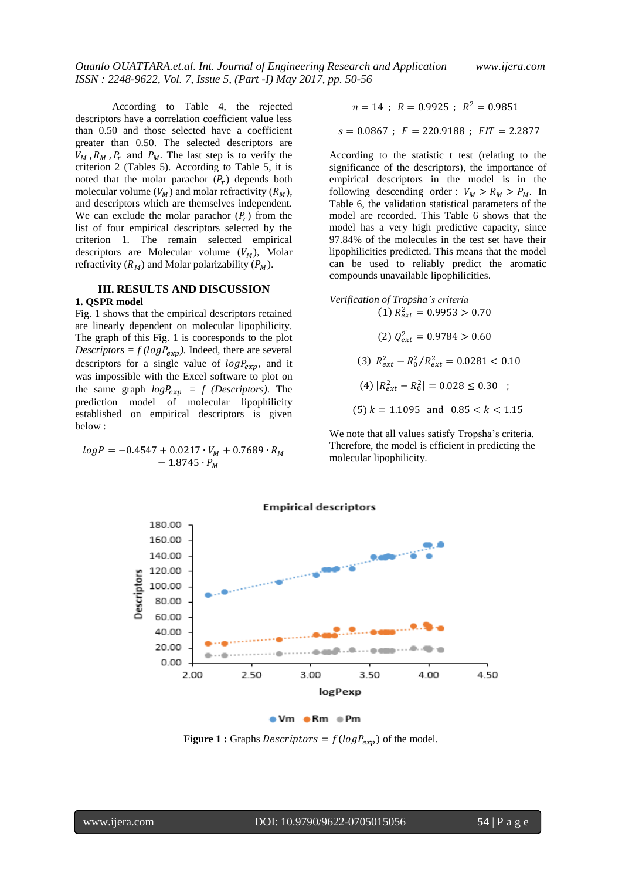According to Table 4, the rejected descriptors have a correlation coefficient value less than 0.50 and those selected have a coefficient greater than 0.50. The selected descriptors are $V_M$ , $R_M$ , $P_r$ and $P_M$. The last step is to verify the criterion 2 (Tables 5). According to Table 5, it is noted that the molar parachor ($P_r$) depends both molecular volume ($V_M$) and molar refractivity ($R_M$), and descriptors which are themselves independent. We can exclude the molar parachor ($P_r$) from the list of four empirical descriptors selected by the criterion 1. The remain selected empirical descriptors are Molecular volume ($V_M$), Molar refractivity ($R_M$) and Molar polarizability ($P_M$).

## III. RESULTS AND DISCUSSION

### 1. QSPR model

Fig. 1 shows that the empirical descriptors retained are linearly dependent on molecular lipophilicity. The graph of this Fig. 1 is coorresponds to the plot *Descriptors* = *f* ($logP_{exp}$). Indeed, there are several descriptors for a single value of $logP_{exp}$, and it was impossible with the Excel software to plot on the same graph $logP_{exp}$ = *f* (*Descriptors*). The prediction model of molecular lipophilicity established on empirical descriptors is given below :

$$logP = -0.4547 + 0.0217 \cdot V_M + 0.7689 \cdot R_M - 1.8745 \cdot P_M$$

$$n = 14 \ ; \ R = 0.9925 \ ; \ R^2 = 0.9851$$

$$s = 0.0867 \ ; \ F = 220.9188 \ ; \ FIT = 2.2877$$

According to the statistic t test (relating to the significance of the descriptors), the importance of empirical descriptors in the model is in the following descending order : $V_M > R_M > P_M$. In Table 6, the validation statistical parameters of the model are recorded. This Table 6 shows that the model has a very high predictive capacity, since 97.84% of the molecules in the test set have their lipophilicities predicted. This means that the model can be used to reliably predict the aromatic compounds unavailable lipophilicities.

*Verification of Tropsha's criteria*

$$(1)\ R^2_{ext} = 0.9953 > 0.70$$

$$(2)\ Q^2_{ext} = 0.9784 > 0.60$$

$$(3)\ R^2_{ext} - R^2_0/R^2_{ext} = 0.0281 < 0.10$$

$$(4)\ |R^2_{ext} - R^2_0| = 0.028 \leq 0.30 \ ;$$

$$(5)\ k = 1.1095 \ \text{ and } \ 0.85 < k < 1.15$$

We note that all values satisfy Tropsha's criteria. Therefore, the model is efficient in predicting the molecular lipophilicity.

**Figure 1 :** Graphs $Descriptors = f(logP_{exp})$ of the model.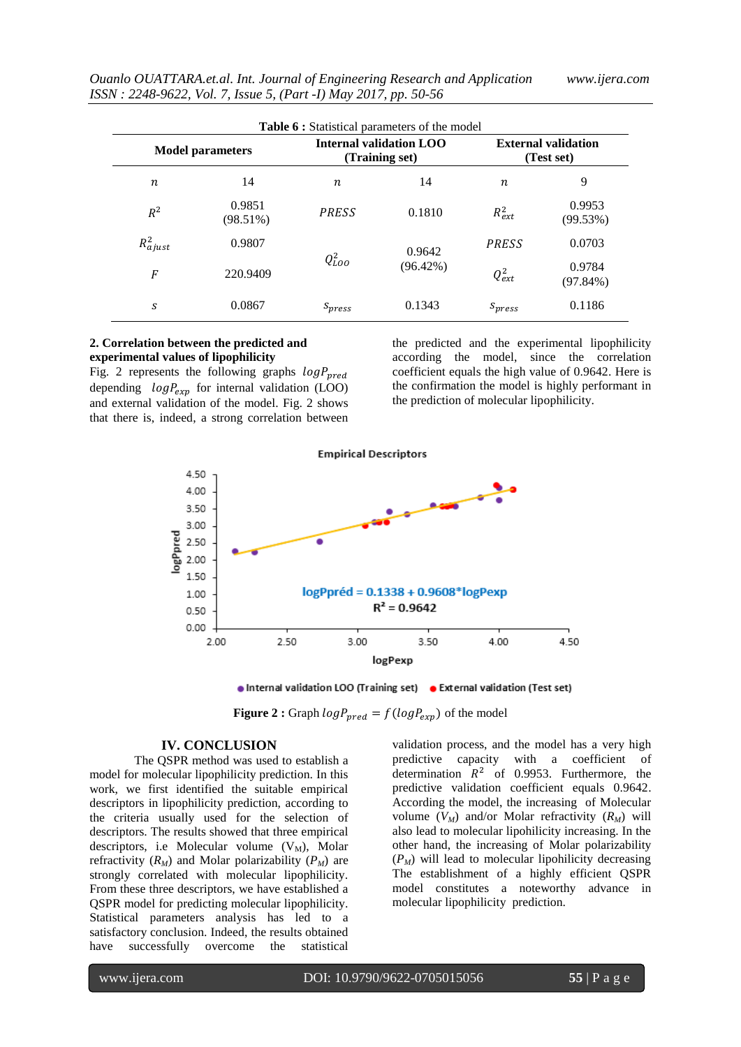**Table 6 :** Statistical parameters of the model

| Model parameters | | Internal validation LOO (Training set) | | External validation (Test set) | |
|---|---|---|---|---|---|
| $n$ | 14 | $n$ | 14 | $n$ | 9 |
| $R^2$ | 0.9851 (98.51%) | $PRESS$ | 0.1810 | $R^2_{ext}$ | 0.9953 (99.53%) |
| $R^2_{ajust}$ | 0.9807 | $Q^2_{LOO}$ | 0.9642 (96.42%) | $PRESS$ | 0.0703 |
| $F$ | 220.9409 | | | $Q^2_{ext}$ | 0.9784 (97.84%) |
| $s$ | 0.0867 | $s_{press}$ | 0.1343 | $s_{press}$ | 0.1186 |

**2. Correlation between the predicted and experimental values of lipophilicity**

Fig. 2 represents the following graphs $logP_{pred}$ depending $logP_{exp}$ for internal validation (LOO) and external validation of the model. Fig. 2 shows that there is, indeed, a strong correlation between the predicted and the experimental lipophilicity according the model, since the correlation coefficient equals the high value of 0.9642. Here is the confirmation the model is highly performant in the prediction of molecular lipophilicity.

**Figure 2 :** Graph $logP_{pred} = f(logP_{exp})$ of the model

## IV. CONCLUSION

The QSPR method was used to establish a model for molecular lipophilicity prediction. In this work, we first identified the suitable empirical descriptors in lipophilicity prediction, according to the criteria usually used for the selection of descriptors. The results showed that three empirical descriptors, i.e Molecular volume ($V_M$), Molar refractivity ($R_M$) and Molar polarizability ($P_M$) are strongly correlated with molecular lipophilicity. From these three descriptors, we have established a QSPR model for predicting molecular lipophilicity. Statistical parameters analysis has led to a satisfactory conclusion. Indeed, the results obtained have successfully overcome the statistical validation process, and the model has a very high predictive capacity with a coefficient of determination $R^2$ of 0.9953. Furthermore, the predictive validation coefficient equals 0.9642. According the model, the increasing of Molecular volume ($V_M$) and/or Molar refractivity ($R_M$) will also lead to molecular lipohilicity increasing. In the other hand, the increasing of Molar polarizability ($P_M$) will lead to molecular lipohilicity decreasing The establishment of a highly efficient QSPR model constitutes a noteworthy advance in molecular lipophilicity prediction.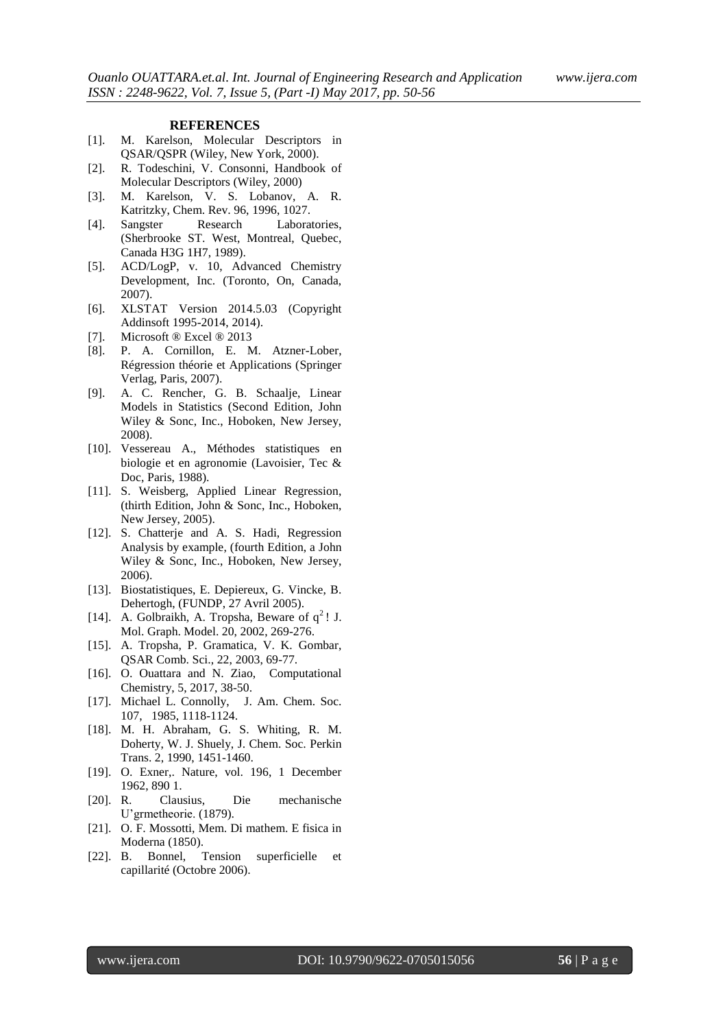**REFERENCES**

[1]. M. Karelson, Molecular Descriptors in QSAR/QSPR (Wiley, New York, 2000).

[2]. R. Todeschini, V. Consonni, Handbook of Molecular Descriptors (Wiley, 2000)

[3]. M. Karelson, V. S. Lobanov, A. R. Katritzky, Chem. Rev. 96, 1996, 1027.

[4]. Sangster Research Laboratories, (Sherbrooke ST. West, Montreal, Quebec, Canada H3G 1H7, 1989).

[5]. ACD/LogP, v. 10, Advanced Chemistry Development, Inc. (Toronto, On, Canada, 2007).

[6]. XLSTAT Version 2014.5.03 (Copyright Addinsoft 1995-2014, 2014).

[7]. Microsoft ® Excel ® 2013

[8]. P. A. Cornillon, E. M. Atzner-Lober, Régression théorie et Applications (Springer Verlag, Paris, 2007).

[9]. A. C. Rencher, G. B. Schaalje, Linear Models in Statistics (Second Edition, John Wiley & Sonc, Inc., Hoboken, New Jersey, 2008).

[10]. Vessereau A., Méthodes statistiques en biologie et en agronomie (Lavoisier, Tec & Doc, Paris, 1988).

[11]. S. Weisberg, Applied Linear Regression, (thirth Edition, John & Sonc, Inc., Hoboken, New Jersey, 2005).

[12]. S. Chatterje and A. S. Hadi, Regression Analysis by example, (fourth Edition, a John Wiley & Sonc, Inc., Hoboken, New Jersey, 2006).

[13]. Biostatistiques, E. Depiereux, G. Vincke, B. Dehertogh, (FUNDP, 27 Avril 2005).

[14]. A. Golbraikh, A. Tropsha, Beware of $q^2$! J. Mol. Graph. Model. 20, 2002, 269-276.

[15]. A. Tropsha, P. Gramatica, V. K. Gombar, QSAR Comb. Sci., 22, 2003, 69-77.

[16]. O. Ouattara and N. Ziao, Computational Chemistry, 5, 2017, 38-50.

[17]. Michael L. Connolly, J. Am. Chem. Soc. 107, 1985, 1118-1124.

[18]. M. H. Abraham, G. S. Whiting, R. M. Doherty, W. J. Shuely, J. Chem. Soc. Perkin Trans. 2, 1990, 1451-1460.

[19]. O. Exner,. Nature, vol. 196, 1 December 1962, 890 1.

[20]. R. Clausius, Die mechanische U'grmetheorie. (1879).

[21]. O. F. Mossotti, Mem. Di mathem. E fisica in Moderna (1850).

[22]. B. Bonnel, Tension superficielle et capillarité (Octobre 2006).